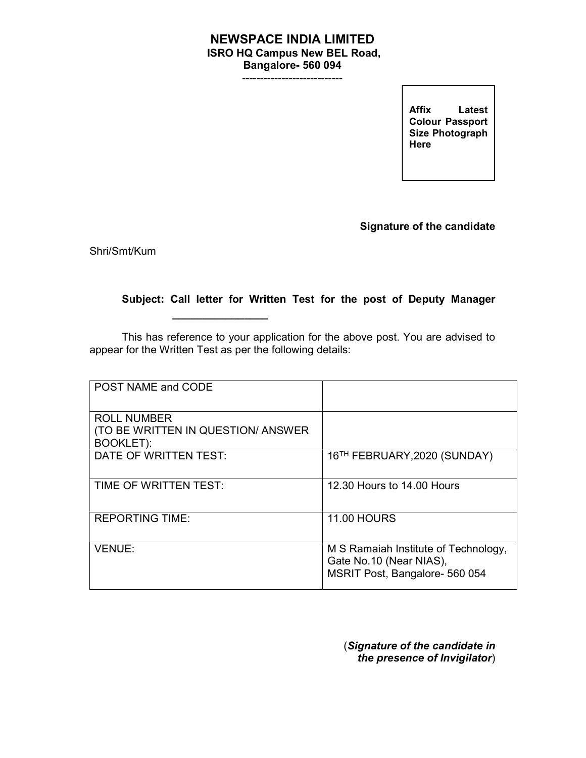# NEWSPACE INDIA LIMITED

**ISRO HQ Campus New BEL Road,**
**Bangalore- 560 094**

----------------------------

**Affix Latest Colour Passport Size Photograph Here**

**Signature of the candidate**

Shri/Smt/Kum

**Subject: Call letter for Written Test for the post of Deputy Manager**

This has reference to your application for the above post. You are advised to appear for the Written Test as per the following details:

| | |
|---|---|
| POST NAME and CODE | |
| ROLL NUMBER (TO BE WRITTEN IN QUESTION/ ANSWER BOOKLET): | |
| DATE OF WRITTEN TEST: | 16TH FEBRUARY,2020 (SUNDAY) |
| TIME OF WRITTEN TEST: | 12.30 Hours to 14.00 Hours |
| REPORTING TIME: | 11.00 HOURS |
| VENUE: | M S Ramaiah Institute of Technology, Gate No.10 (Near NIAS), MSRIT Post, Bangalore- 560 054 |

(***Signature of the candidate in the presence of Invigilator***)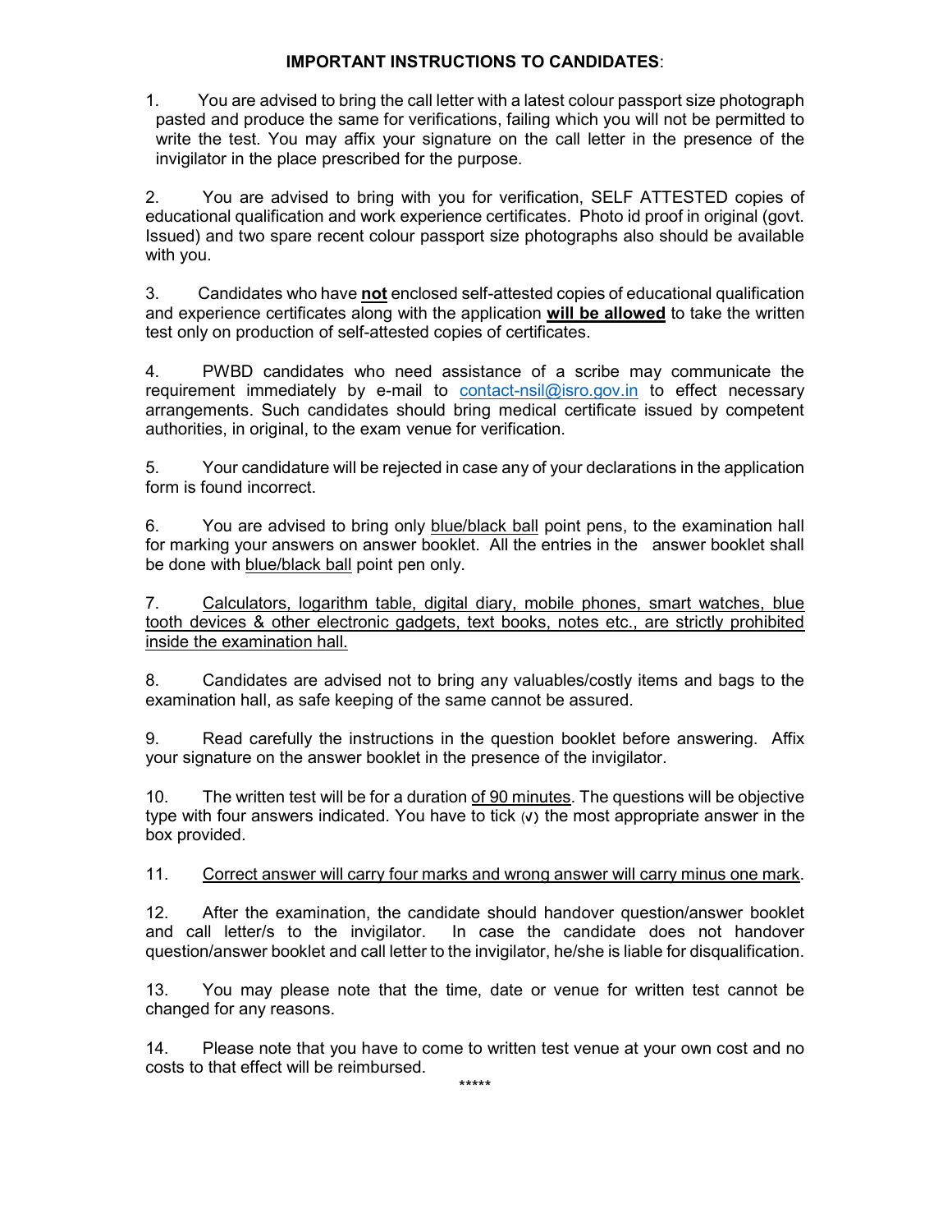**IMPORTANT INSTRUCTIONS TO CANDIDATES**:

1. You are advised to bring the call letter with a latest colour passport size photograph pasted and produce the same for verifications, failing which you will not be permitted to write the test. You may affix your signature on the call letter in the presence of the invigilator in the place prescribed for the purpose.

2. You are advised to bring with you for verification, SELF ATTESTED copies of educational qualification and work experience certificates. Photo id proof in original (govt. Issued) and two spare recent colour passport size photographs also should be available with you.

3. Candidates who have **not** enclosed self-attested copies of educational qualification and experience certificates along with the application **will be allowed** to take the written test only on production of self-attested copies of certificates.

4. PWBD candidates who need assistance of a scribe may communicate the requirement immediately by e-mail to contact-nsil@isro.gov.in to effect necessary arrangements. Such candidates should bring medical certificate issued by competent authorities, in original, to the exam venue for verification.

5. Your candidature will be rejected in case any of your declarations in the application form is found incorrect.

6. You are advised to bring only blue/black ball point pens, to the examination hall for marking your answers on answer booklet. All the entries in the answer booklet shall be done with blue/black ball point pen only.

7. Calculators, logarithm table, digital diary, mobile phones, smart watches, blue tooth devices & other electronic gadgets, text books, notes etc., are strictly prohibited inside the examination hall.

8. Candidates are advised not to bring any valuables/costly items and bags to the examination hall, as safe keeping of the same cannot be assured.

9. Read carefully the instructions in the question booklet before answering. Affix your signature on the answer booklet in the presence of the invigilator.

10. The written test will be for a duration of 90 minutes. The questions will be objective type with four answers indicated. You have to tick (✓) the most appropriate answer in the box provided.

11. Correct answer will carry four marks and wrong answer will carry minus one mark.

12. After the examination, the candidate should handover question/answer booklet and call letter/s to the invigilator. In case the candidate does not handover question/answer booklet and call letter to the invigilator, he/she is liable for disqualification.

13. You may please note that the time, date or venue for written test cannot be changed for any reasons.

14. Please note that you have to come to written test venue at your own cost and no costs to that effect will be reimbursed.

*****